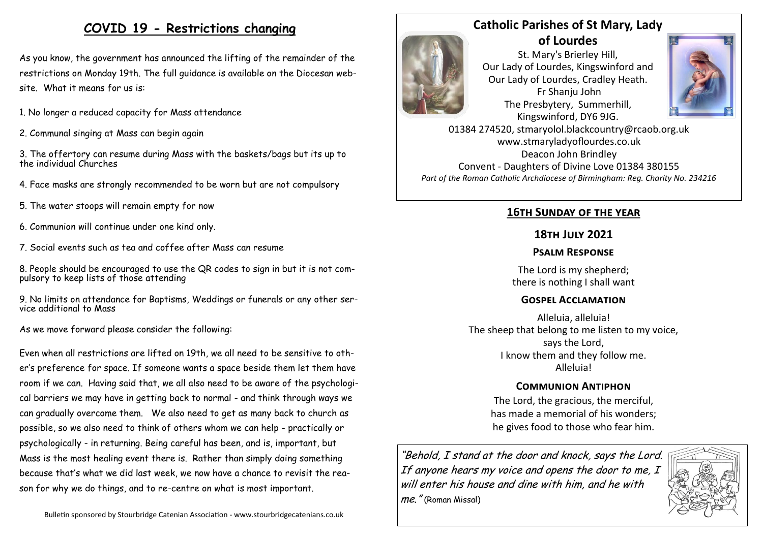## COVID 19 - Restrictions changing

As you know, the government has announced the lifting of the remainder of the restrictions on Monday 19th. The full guidance is available on the Diocesan website. What it means for us is:

1. No longer a reduced capacity for Mass attendance
2. Communal singing at Mass can begin again
3. The offertory can resume during Mass with the baskets/bags but its up to the individual Churches
4. Face masks are strongly recommended to be worn but are not compulsory
5. The water stoops will remain empty for now
6. Communion will continue under one kind only.
7. Social events such as tea and coffee after Mass can resume
8. People should be encouraged to use the QR codes to sign in but it is not compulsory to keep lists of those attending
9. No limits on attendance for Baptisms, Weddings or funerals or any other service additional to Mass

As we move forward please consider the following:

Even when all restrictions are lifted on 19th, we all need to be sensitive to other's preference for space. If someone wants a space beside them let them have room if we can. Having said that, we all also need to be aware of the psychological barriers we may have in getting back to normal - and think through ways we can gradually overcome them. We also need to get as many back to church as possible, so we also need to think of others whom we can help - practically or psychologically - in returning. Being careful has been, and is, important, but Mass is the most healing event there is. Rather than simply doing something because that's what we did last week, we now have a chance to revisit the reason for why we do things, and to re-centre on what is most important.

Bulletin sponsored by Stourbridge Catenian Association - www.stourbridgecatenians.co.uk

## Catholic Parishes of St Mary, Lady of Lourdes

St. Mary's Brierley Hill,
Our Lady of Lourdes, Kingswinford and
Our Lady of Lourdes, Cradley Heath.
Fr Shanju John
The Presbytery, Summerhill,
Kingswinford, DY6 9JG.
01384 274520, stmaryolol.blackcountry@rcaob.org.uk
www.stmaryladyoflourdes.co.uk
Deacon John Brindley
Convent - Daughters of Divine Love 01384 380155
*Part of the Roman Catholic Archdiocese of Birmingham: Reg. Charity No. 234216*

### 16th Sunday of the year

### 18th July 2021

#### Psalm Response

The Lord is my shepherd;
there is nothing I shall want

#### Gospel Acclamation

Alleluia, alleluia!
The sheep that belong to me listen to my voice,
says the Lord,
I know them and they follow me.
Alleluia!

#### Communion Antiphon

The Lord, the gracious, the merciful,
has made a memorial of his wonders;
he gives food to those who fear him.

*"Behold, I stand at the door and knock, says the Lord. If anyone hears my voice and opens the door to me, I will enter his house and dine with him, and he with me."* (Roman Missal)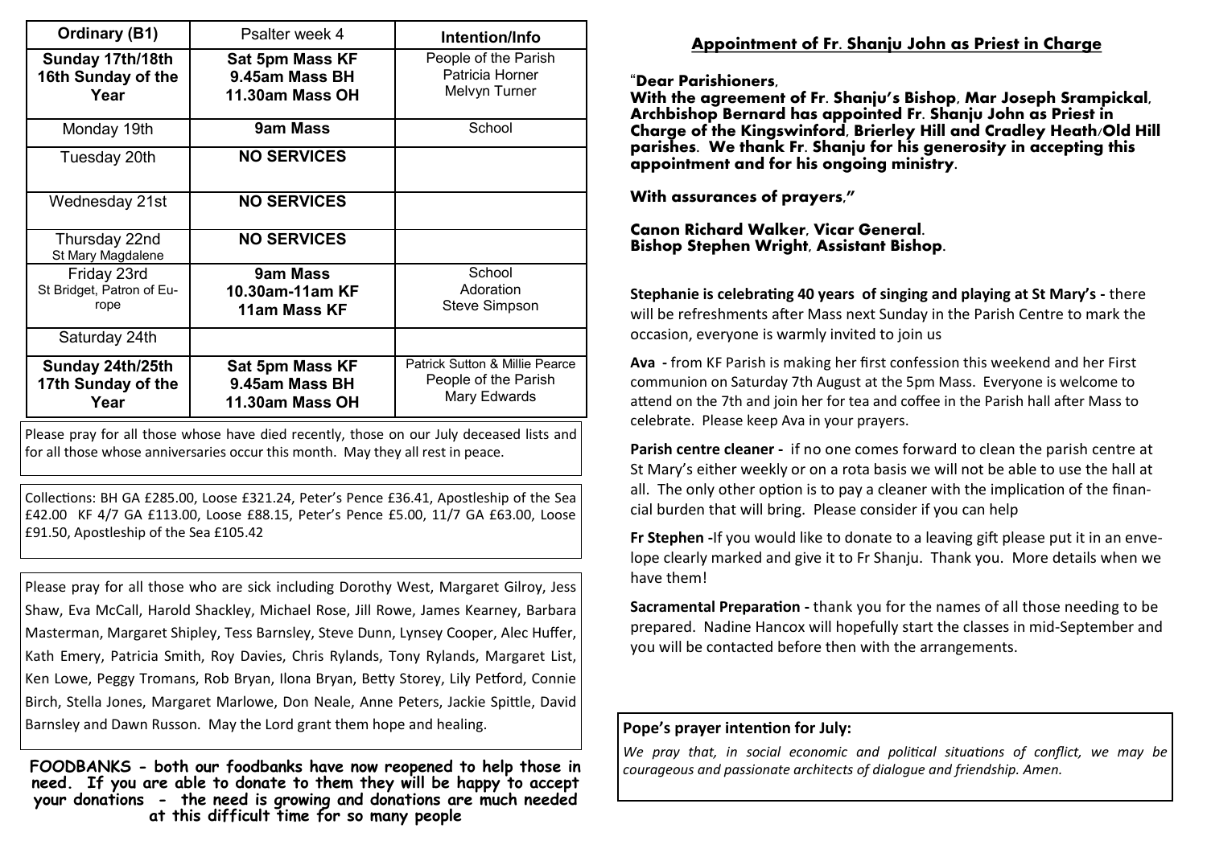| Ordinary (B1) | Psalter week 4 | Intention/Info |
|---|---|---|
| **Sunday 17th/18th 16th Sunday of the Year** | **Sat 5pm Mass KF 9.45am Mass BH 11.30am Mass OH** | People of the Parish Patricia Horner Melvyn Turner |
| Monday 19th | **9am Mass** | School |
| Tuesday 20th | **NO SERVICES** | |
| Wednesday 21st | **NO SERVICES** | |
| Thursday 22nd St Mary Magdalene | **NO SERVICES** | |
| Friday 23rd St Bridget, Patron of Europe | **9am Mass 10.30am-11am KF 11am Mass KF** | School Adoration Steve Simpson |
| Saturday 24th | | |
| **Sunday 24th/25th 17th Sunday of the Year** | **Sat 5pm Mass KF 9.45am Mass BH 11.30am Mass OH** | Patrick Sutton & Millie Pearce People of the Parish Mary Edwards |

Please pray for all those whose have died recently, those on our July deceased lists and for all those whose anniversaries occur this month. May they all rest in peace.

Collections: BH GA £285.00, Loose £321.24, Peter's Pence £36.41, Apostleship of the Sea £42.00 KF 4/7 GA £113.00, Loose £88.15, Peter's Pence £5.00, 11/7 GA £63.00, Loose £91.50, Apostleship of the Sea £105.42

Please pray for all those who are sick including Dorothy West, Margaret Gilroy, Jess Shaw, Eva McCall, Harold Shackley, Michael Rose, Jill Rowe, James Kearney, Barbara Masterman, Margaret Shipley, Tess Barnsley, Steve Dunn, Lynsey Cooper, Alec Huffer, Kath Emery, Patricia Smith, Roy Davies, Chris Rylands, Tony Rylands, Margaret List, Ken Lowe, Peggy Tromans, Rob Bryan, Ilona Bryan, Betty Storey, Lily Petford, Connie Birch, Stella Jones, Margaret Marlowe, Don Neale, Anne Peters, Jackie Spittle, David Barnsley and Dawn Russon. May the Lord grant them hope and healing.

**FOODBANKS - both our foodbanks have now reopened to help those in need. If you are able to donate to them they will be happy to accept your donations - the need is growing and donations are much needed at this difficult time for so many people**

## Appointment of Fr. Shanju John as Priest in Charge

"**Dear Parishioners,**
**With the agreement of Fr. Shanju's Bishop, Mar Joseph Srampickal, Archbishop Bernard has appointed Fr. Shanju John as Priest in Charge of the Kingswinford, Brierley Hill and Cradley Heath/Old Hill parishes. We thank Fr. Shanju for his generosity in accepting this appointment and for his ongoing ministry.**

**With assurances of prayers,"**

**Canon Richard Walker, Vicar General.**
**Bishop Stephen Wright, Assistant Bishop.**

**Stephanie is celebrating 40 years of singing and playing at St Mary's -** there will be refreshments after Mass next Sunday in the Parish Centre to mark the occasion, everyone is warmly invited to join us

**Ava -** from KF Parish is making her first confession this weekend and her First communion on Saturday 7th August at the 5pm Mass. Everyone is welcome to attend on the 7th and join her for tea and coffee in the Parish hall after Mass to celebrate. Please keep Ava in your prayers.

**Parish centre cleaner -** if no one comes forward to clean the parish centre at St Mary's either weekly or on a rota basis we will not be able to use the hall at all. The only other option is to pay a cleaner with the implication of the financial burden that will bring. Please consider if you can help

**Fr Stephen -**If you would like to donate to a leaving gift please put it in an envelope clearly marked and give it to Fr Shanju. Thank you. More details when we have them!

**Sacramental Preparation -** thank you for the names of all those needing to be prepared. Nadine Hancox will hopefully start the classes in mid-September and you will be contacted before then with the arrangements.

**Pope's prayer intention for July:**

*We pray that, in social economic and political situations of conflict, we may be courageous and passionate architects of dialogue and friendship. Amen.*